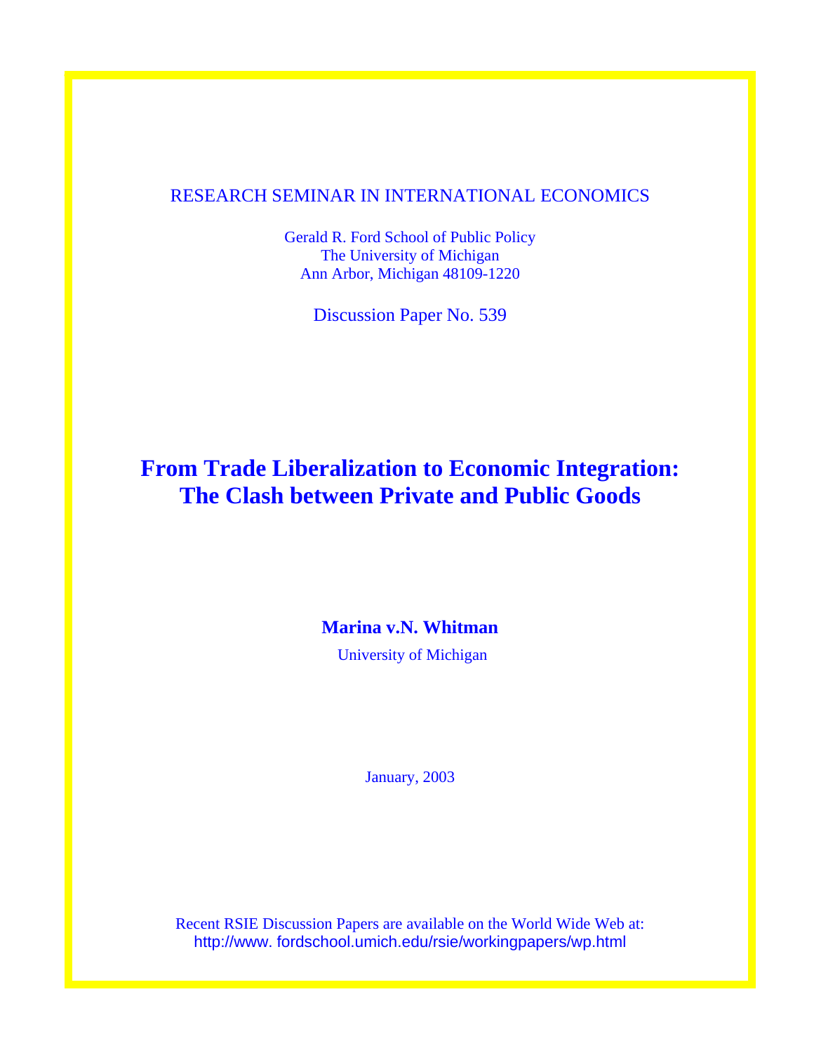RESEARCH SEMINAR IN INTERNATIONAL ECONOMICS

Gerald R. Ford School of Public Policy
The University of Michigan
Ann Arbor, Michigan 48109-1220

Discussion Paper No. 539

# From Trade Liberalization to Economic Integration: The Clash between Private and Public Goods

**Marina v.N. Whitman**

University of Michigan

January, 2003

Recent RSIE Discussion Papers are available on the World Wide Web at:
http://www. fordschool.umich.edu/rsie/workingpapers/wp.html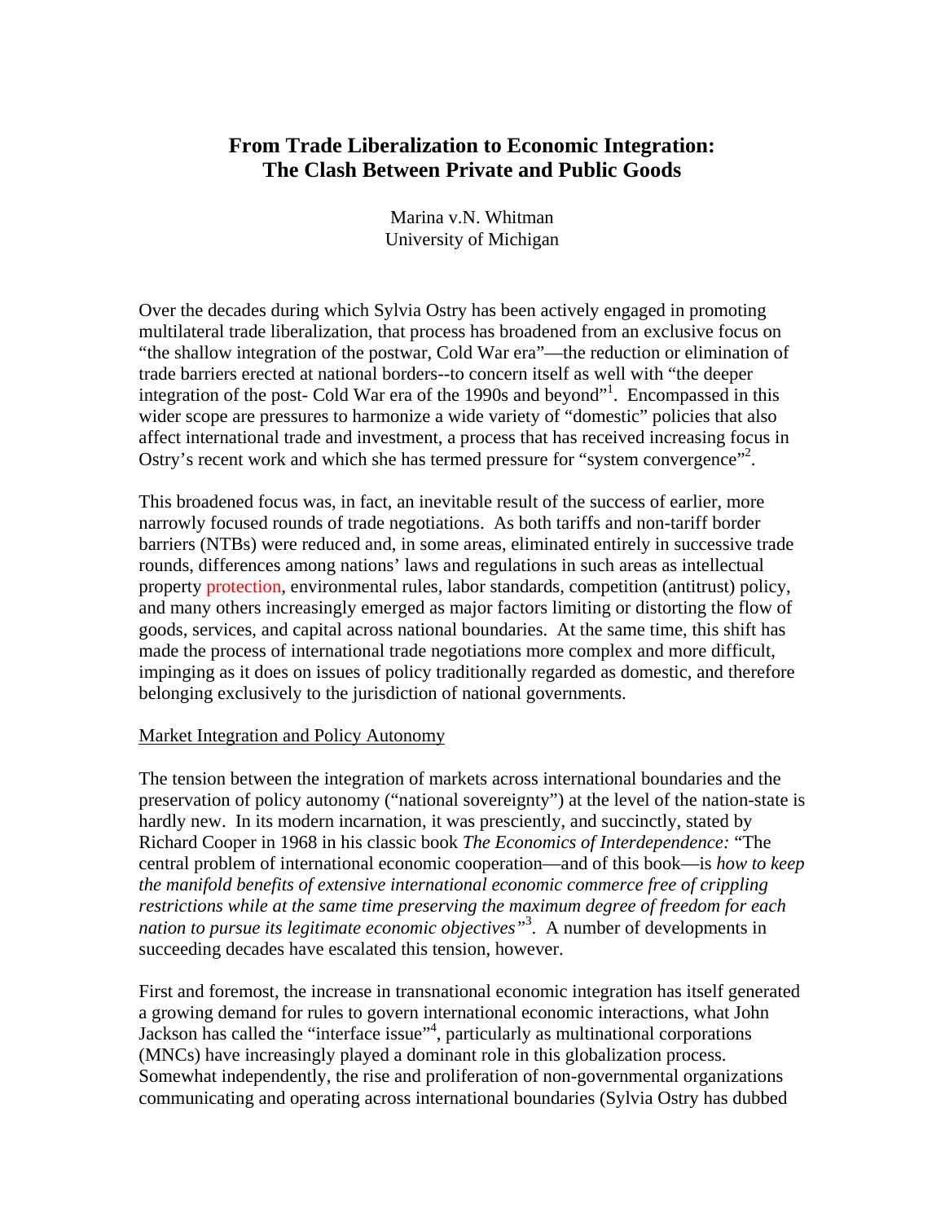# From Trade Liberalization to Economic Integration: The Clash Between Private and Public Goods

Marina v.N. Whitman
University of Michigan

Over the decades during which Sylvia Ostry has been actively engaged in promoting multilateral trade liberalization, that process has broadened from an exclusive focus on "the shallow integration of the postwar, Cold War era"—the reduction or elimination of trade barriers erected at national borders--to concern itself as well with "the deeper integration of the post- Cold War era of the 1990s and beyond"[1]. Encompassed in this wider scope are pressures to harmonize a wide variety of "domestic" policies that also affect international trade and investment, a process that has received increasing focus in Ostry's recent work and which she has termed pressure for "system convergence"[2].

This broadened focus was, in fact, an inevitable result of the success of earlier, more narrowly focused rounds of trade negotiations. As both tariffs and non-tariff border barriers (NTBs) were reduced and, in some areas, eliminated entirely in successive trade rounds, differences among nations' laws and regulations in such areas as intellectual property protection, environmental rules, labor standards, competition (antitrust) policy, and many others increasingly emerged as major factors limiting or distorting the flow of goods, services, and capital across national boundaries. At the same time, this shift has made the process of international trade negotiations more complex and more difficult, impinging as it does on issues of policy traditionally regarded as domestic, and therefore belonging exclusively to the jurisdiction of national governments.

## Market Integration and Policy Autonomy

The tension between the integration of markets across international boundaries and the preservation of policy autonomy ("national sovereignty") at the level of the nation-state is hardly new. In its modern incarnation, it was presciently, and succinctly, stated by Richard Cooper in 1968 in his classic book *The Economics of Interdependence:* "The central problem of international economic cooperation—and of this book—is *how to keep the manifold benefits of extensive international economic commerce free of crippling restrictions while at the same time preserving the maximum degree of freedom for each nation to pursue its legitimate economic objectives"*[3]. A number of developments in succeeding decades have escalated this tension, however.

First and foremost, the increase in transnational economic integration has itself generated a growing demand for rules to govern international economic interactions, what John Jackson has called the "interface issue"[4], particularly as multinational corporations (MNCs) have increasingly played a dominant role in this globalization process. Somewhat independently, the rise and proliferation of non-governmental organizations communicating and operating across international boundaries (Sylvia Ostry has dubbed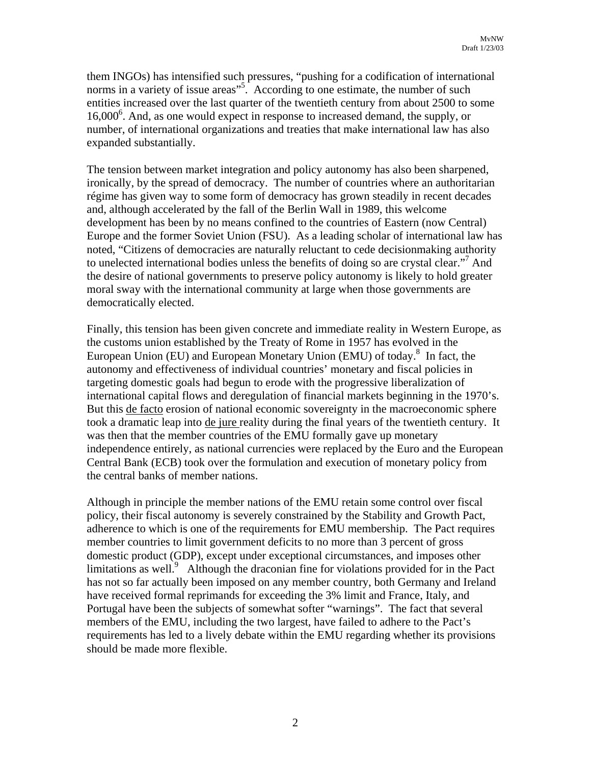them INGOs) has intensified such pressures, "pushing for a codification of international norms in a variety of issue areas"[5]. According to one estimate, the number of such entities increased over the last quarter of the twentieth century from about 2500 to some 16,000[6]. And, as one would expect in response to increased demand, the supply, or number, of international organizations and treaties that make international law has also expanded substantially.

The tension between market integration and policy autonomy has also been sharpened, ironically, by the spread of democracy. The number of countries where an authoritarian régime has given way to some form of democracy has grown steadily in recent decades and, although accelerated by the fall of the Berlin Wall in 1989, this welcome development has been by no means confined to the countries of Eastern (now Central) Europe and the former Soviet Union (FSU). As a leading scholar of international law has noted, "Citizens of democracies are naturally reluctant to cede decisionmaking authority to unelected international bodies unless the benefits of doing so are crystal clear."[7] And the desire of national governments to preserve policy autonomy is likely to hold greater moral sway with the international community at large when those governments are democratically elected.

Finally, this tension has been given concrete and immediate reality in Western Europe, as the customs union established by the Treaty of Rome in 1957 has evolved in the European Union (EU) and European Monetary Union (EMU) of today.[8] In fact, the autonomy and effectiveness of individual countries' monetary and fiscal policies in targeting domestic goals had begun to erode with the progressive liberalization of international capital flows and deregulation of financial markets beginning in the 1970's. But this de facto erosion of national economic sovereignty in the macroeconomic sphere took a dramatic leap into de jure reality during the final years of the twentieth century. It was then that the member countries of the EMU formally gave up monetary independence entirely, as national currencies were replaced by the Euro and the European Central Bank (ECB) took over the formulation and execution of monetary policy from the central banks of member nations.

Although in principle the member nations of the EMU retain some control over fiscal policy, their fiscal autonomy is severely constrained by the Stability and Growth Pact, adherence to which is one of the requirements for EMU membership. The Pact requires member countries to limit government deficits to no more than 3 percent of gross domestic product (GDP), except under exceptional circumstances, and imposes other limitations as well.[9] Although the draconian fine for violations provided for in the Pact has not so far actually been imposed on any member country, both Germany and Ireland have received formal reprimands for exceeding the 3% limit and France, Italy, and Portugal have been the subjects of somewhat softer "warnings". The fact that several members of the EMU, including the two largest, have failed to adhere to the Pact's requirements has led to a lively debate within the EMU regarding whether its provisions should be made more flexible.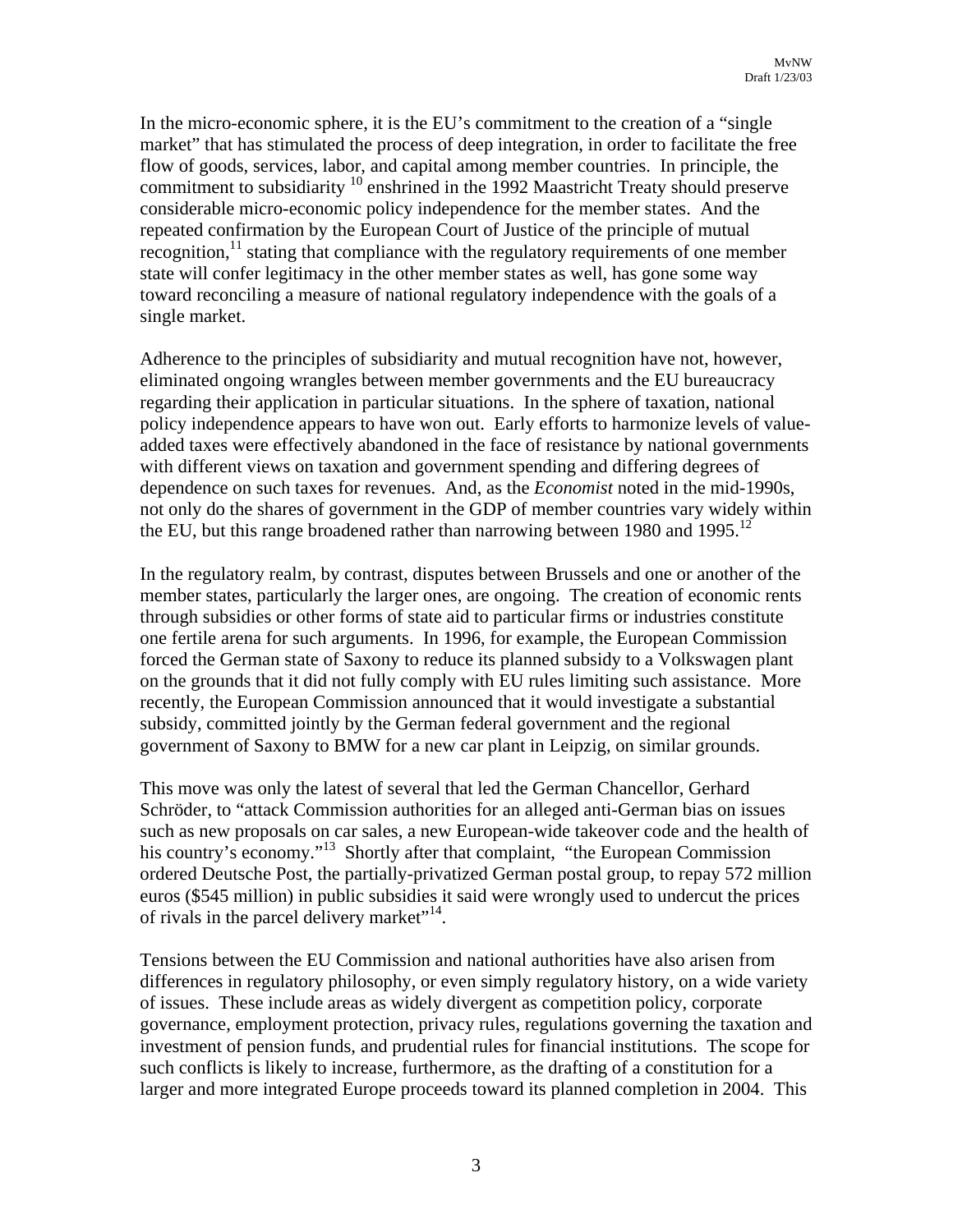In the micro-economic sphere, it is the EU's commitment to the creation of a "single market" that has stimulated the process of deep integration, in order to facilitate the free flow of goods, services, labor, and capital among member countries. In principle, the commitment to subsidiarity [10] enshrined in the 1992 Maastricht Treaty should preserve considerable micro-economic policy independence for the member states. And the repeated confirmation by the European Court of Justice of the principle of mutual recognition,[11] stating that compliance with the regulatory requirements of one member state will confer legitimacy in the other member states as well, has gone some way toward reconciling a measure of national regulatory independence with the goals of a single market.

Adherence to the principles of subsidiarity and mutual recognition have not, however, eliminated ongoing wrangles between member governments and the EU bureaucracy regarding their application in particular situations. In the sphere of taxation, national policy independence appears to have won out. Early efforts to harmonize levels of value-added taxes were effectively abandoned in the face of resistance by national governments with different views on taxation and government spending and differing degrees of dependence on such taxes for revenues. And, as the *Economist* noted in the mid-1990s, not only do the shares of government in the GDP of member countries vary widely within the EU, but this range broadened rather than narrowing between 1980 and 1995.[12]

In the regulatory realm, by contrast, disputes between Brussels and one or another of the member states, particularly the larger ones, are ongoing. The creation of economic rents through subsidies or other forms of state aid to particular firms or industries constitute one fertile arena for such arguments. In 1996, for example, the European Commission forced the German state of Saxony to reduce its planned subsidy to a Volkswagen plant on the grounds that it did not fully comply with EU rules limiting such assistance. More recently, the European Commission announced that it would investigate a substantial subsidy, committed jointly by the German federal government and the regional government of Saxony to BMW for a new car plant in Leipzig, on similar grounds.

This move was only the latest of several that led the German Chancellor, Gerhard Schröder, to "attack Commission authorities for an alleged anti-German bias on issues such as new proposals on car sales, a new European-wide takeover code and the health of his country's economy."[13] Shortly after that complaint, "the European Commission ordered Deutsche Post, the partially-privatized German postal group, to repay 572 million euros ($545 million) in public subsidies it said were wrongly used to undercut the prices of rivals in the parcel delivery market"[14].

Tensions between the EU Commission and national authorities have also arisen from differences in regulatory philosophy, or even simply regulatory history, on a wide variety of issues. These include areas as widely divergent as competition policy, corporate governance, employment protection, privacy rules, regulations governing the taxation and investment of pension funds, and prudential rules for financial institutions. The scope for such conflicts is likely to increase, furthermore, as the drafting of a constitution for a larger and more integrated Europe proceeds toward its planned completion in 2004. This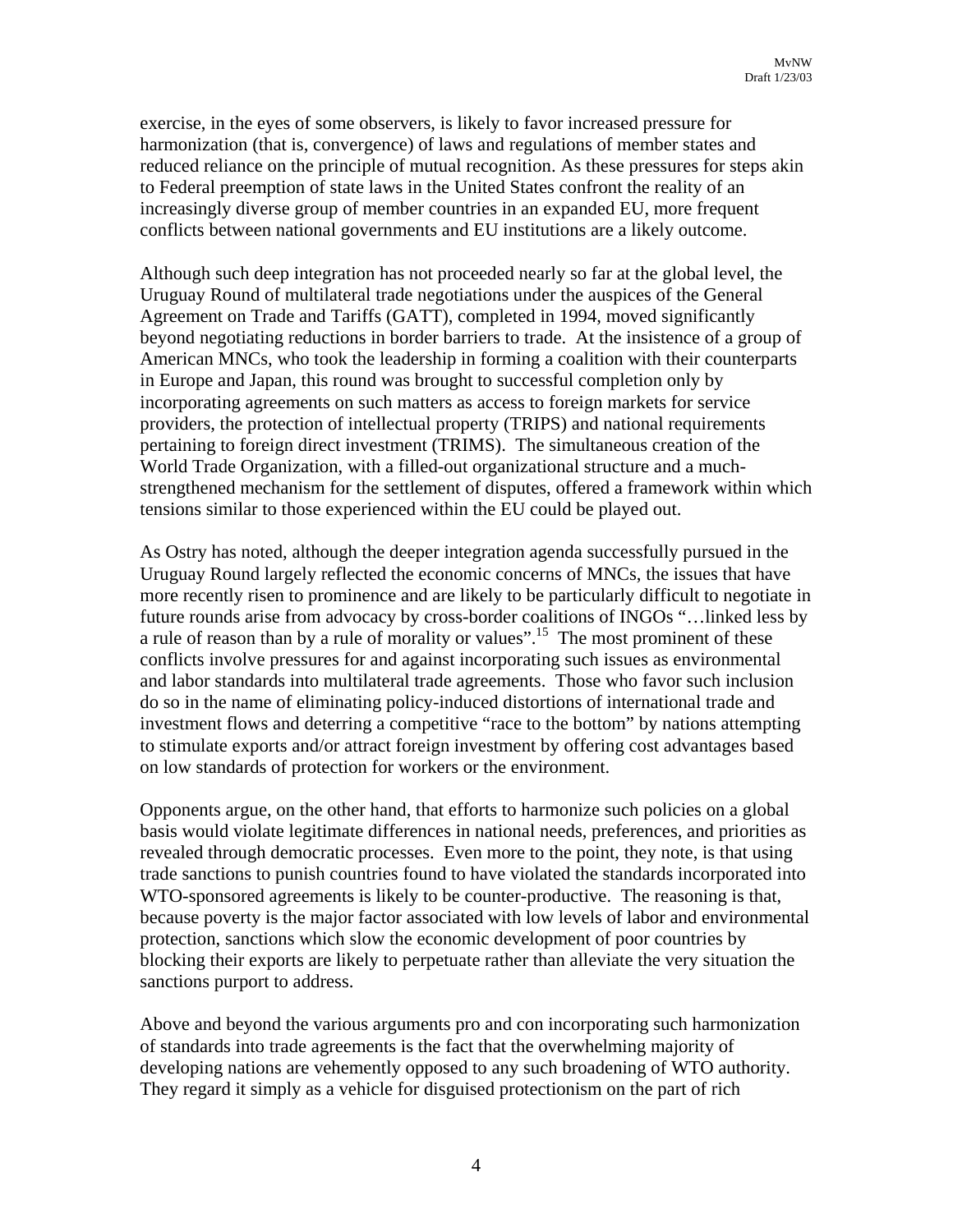exercise, in the eyes of some observers, is likely to favor increased pressure for harmonization (that is, convergence) of laws and regulations of member states and reduced reliance on the principle of mutual recognition. As these pressures for steps akin to Federal preemption of state laws in the United States confront the reality of an increasingly diverse group of member countries in an expanded EU, more frequent conflicts between national governments and EU institutions are a likely outcome.

Although such deep integration has not proceeded nearly so far at the global level, the Uruguay Round of multilateral trade negotiations under the auspices of the General Agreement on Tariffs and Trade (GATT), completed in 1994, moved significantly beyond negotiating reductions in border barriers to trade. At the insistence of a group of American MNCs, who took the leadership in forming a coalition with their counterparts in Europe and Japan, this round was brought to successful completion only by incorporating agreements on such matters as access to foreign markets for service providers, the protection of intellectual property (TRIPS) and national requirements pertaining to foreign direct investment (TRIMS). The simultaneous creation of the World Trade Organization, with a filled-out organizational structure and a much-strengthened mechanism for the settlement of disputes, offered a framework within which tensions similar to those experienced within the EU could be played out.

As Ostry has noted, although the deeper integration agenda successfully pursued in the Uruguay Round largely reflected the economic concerns of MNCs, the issues that have more recently risen to prominence and are likely to be particularly difficult to negotiate in future rounds arise from advocacy by cross-border coalitions of INGOs "…linked less by a rule of reason than by a rule of morality or values".[15] The most prominent of these conflicts involve pressures for and against incorporating such issues as environmental and labor standards into multilateral trade agreements. Those who favor such inclusion do so in the name of eliminating policy-induced distortions of international trade and investment flows and deterring a competitive "race to the bottom" by nations attempting to stimulate exports and/or attract foreign investment by offering cost advantages based on low standards of protection for workers or the environment.

Opponents argue, on the other hand, that efforts to harmonize such policies on a global basis would violate legitimate differences in national needs, preferences, and priorities as revealed through democratic processes. Even more to the point, they note, is that using trade sanctions to punish countries found to have violated the standards incorporated into WTO-sponsored agreements is likely to be counter-productive. The reasoning is that, because poverty is the major factor associated with low levels of labor and environmental protection, sanctions which slow the economic development of poor countries by blocking their exports are likely to perpetuate rather than alleviate the very situation the sanctions purport to address.

Above and beyond the various arguments pro and con incorporating such harmonization of standards into trade agreements is the fact that the overwhelming majority of developing nations are vehemently opposed to any such broadening of WTO authority. They regard it simply as a vehicle for disguised protectionism on the part of rich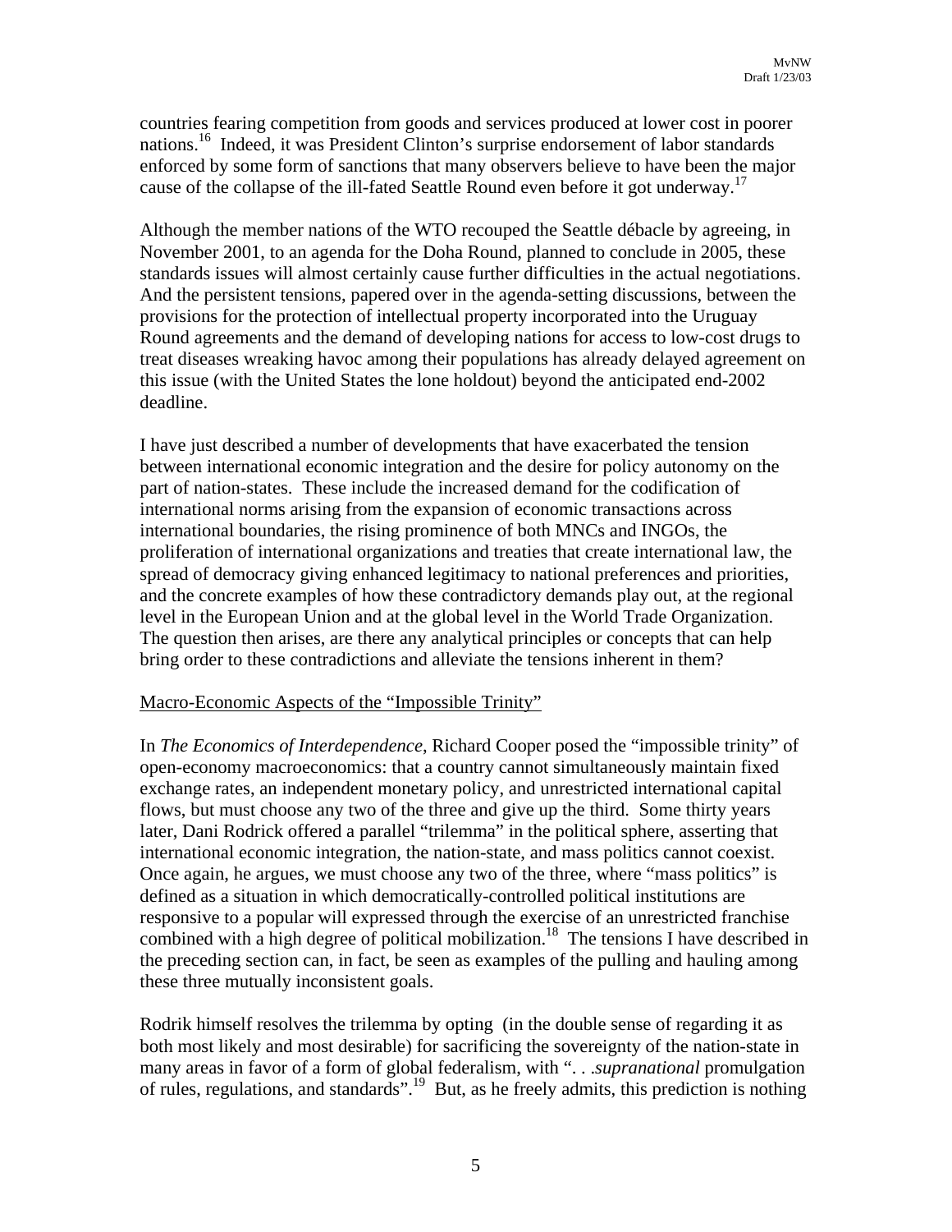countries fearing competition from goods and services produced at lower cost in poorer nations.[16] Indeed, it was President Clinton's surprise endorsement of labor standards enforced by some form of sanctions that many observers believe to have been the major cause of the collapse of the ill-fated Seattle Round even before it got underway.[17]

Although the member nations of the WTO recouped the Seattle débacle by agreeing, in November 2001, to an agenda for the Doha Round, planned to conclude in 2005, these standards issues will almost certainly cause further difficulties in the actual negotiations. And the persistent tensions, papered over in the agenda-setting discussions, between the provisions for the protection of intellectual property incorporated into the Uruguay Round agreements and the demand of developing nations for access to low-cost drugs to treat diseases wreaking havoc among their populations has already delayed agreement on this issue (with the United States the lone holdout) beyond the anticipated end-2002 deadline.

I have just described a number of developments that have exacerbated the tension between international economic integration and the desire for policy autonomy on the part of nation-states. These include the increased demand for the codification of international norms arising from the expansion of economic transactions across international boundaries, the rising prominence of both MNCs and INGOs, the proliferation of international organizations and treaties that create international law, the spread of democracy giving enhanced legitimacy to national preferences and priorities, and the concrete examples of how these contradictory demands play out, at the regional level in the European Union and at the global level in the World Trade Organization. The question then arises, are there any analytical principles or concepts that can help bring order to these contradictions and alleviate the tensions inherent in them?

Macro-Economic Aspects of the "Impossible Trinity"

In *The Economics of Interdependence,* Richard Cooper posed the "impossible trinity" of open-economy macroeconomics: that a country cannot simultaneously maintain fixed exchange rates, an independent monetary policy, and unrestricted international capital flows, but must choose any two of the three and give up the third. Some thirty years later, Dani Rodrick offered a parallel "trilemma" in the political sphere, asserting that international economic integration, the nation-state, and mass politics cannot coexist. Once again, he argues, we must choose any two of the three, where "mass politics" is defined as a situation in which democratically-controlled political institutions are responsive to a popular will expressed through the exercise of an unrestricted franchise combined with a high degree of political mobilization.[18] The tensions I have described in the preceding section can, in fact, be seen as examples of the pulling and hauling among these three mutually inconsistent goals.

Rodrik himself resolves the trilemma by opting (in the double sense of regarding it as both most likely and most desirable) for sacrificing the sovereignty of the nation-state in many areas in favor of a form of global federalism, with ". . .*supranational* promulgation of rules, regulations, and standards".[19] But, as he freely admits, this prediction is nothing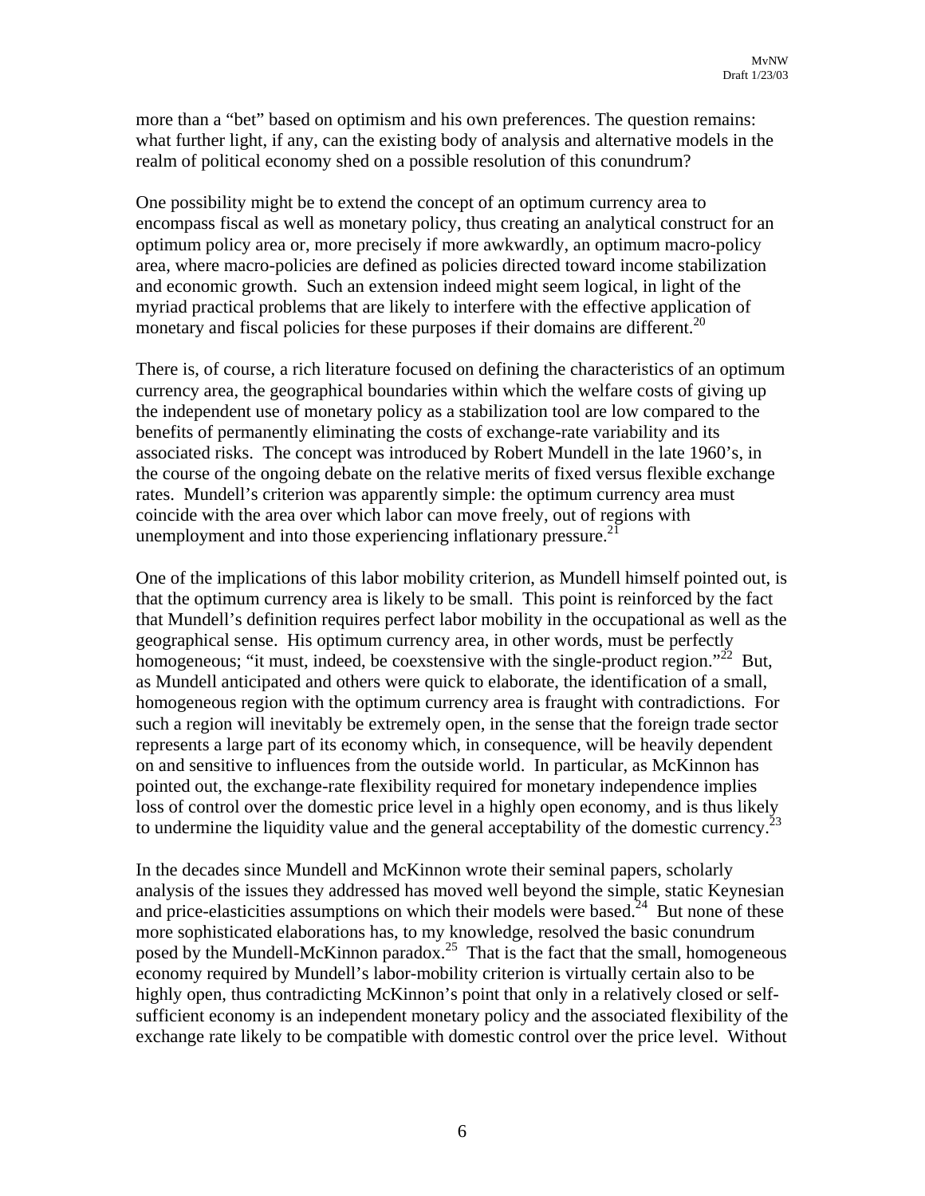more than a "bet" based on optimism and his own preferences. The question remains: what further light, if any, can the existing body of analysis and alternative models in the realm of political economy shed on a possible resolution of this conundrum?

One possibility might be to extend the concept of an optimum currency area to encompass fiscal as well as monetary policy, thus creating an analytical construct for an optimum policy area or, more precisely if more awkwardly, an optimum macro-policy area, where macro-policies are defined as policies directed toward income stabilization and economic growth. Such an extension indeed might seem logical, in light of the myriad practical problems that are likely to interfere with the effective application of monetary and fiscal policies for these purposes if their domains are different.[20]

There is, of course, a rich literature focused on defining the characteristics of an optimum currency area, the geographical boundaries within which the welfare costs of giving up the independent use of monetary policy as a stabilization tool are low compared to the benefits of permanently eliminating the costs of exchange-rate variability and its associated risks. The concept was introduced by Robert Mundell in the late 1960's, in the course of the ongoing debate on the relative merits of fixed versus flexible exchange rates. Mundell's criterion was apparently simple: the optimum currency area must coincide with the area over which labor can move freely, out of regions with unemployment and into those experiencing inflationary pressure.[21]

One of the implications of this labor mobility criterion, as Mundell himself pointed out, is that the optimum currency area is likely to be small. This point is reinforced by the fact that Mundell's definition requires perfect labor mobility in the occupational as well as the geographical sense. His optimum currency area, in other words, must be perfectly homogeneous; "it must, indeed, be coexstensive with the single-product region."[22] But, as Mundell anticipated and others were quick to elaborate, the identification of a small, homogeneous region with the optimum currency area is fraught with contradictions. For such a region will inevitably be extremely open, in the sense that the foreign trade sector represents a large part of its economy which, in consequence, will be heavily dependent on and sensitive to influences from the outside world. In particular, as McKinnon has pointed out, the exchange-rate flexibility required for monetary independence implies loss of control over the domestic price level in a highly open economy, and is thus likely to undermine the liquidity value and the general acceptability of the domestic currency.[23]

In the decades since Mundell and McKinnon wrote their seminal papers, scholarly analysis of the issues they addressed has moved well beyond the simple, static Keynesian and price-elasticities assumptions on which their models were based.[24] But none of these more sophisticated elaborations has, to my knowledge, resolved the basic conundrum posed by the Mundell-McKinnon paradox.[25] That is the fact that the small, homogeneous economy required by Mundell's labor-mobility criterion is virtually certain also to be highly open, thus contradicting McKinnon's point that only in a relatively closed or self-sufficient economy is an independent monetary policy and the associated flexibility of the exchange rate likely to be compatible with domestic control over the price level. Without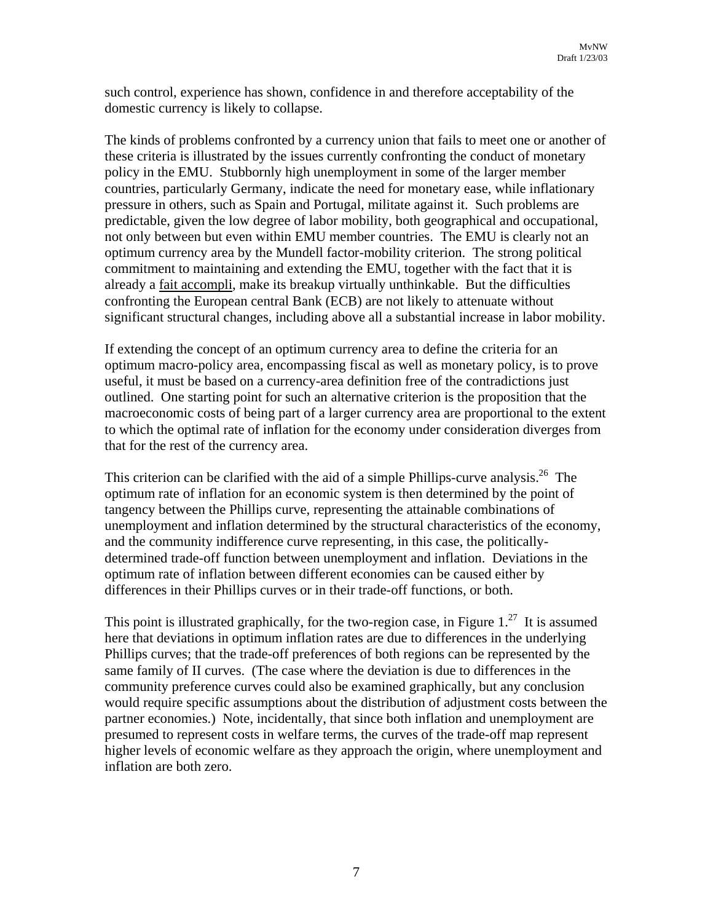such control, experience has shown, confidence in and therefore acceptability of the domestic currency is likely to collapse.

The kinds of problems confronted by a currency union that fails to meet one or another of these criteria is illustrated by the issues currently confronting the conduct of monetary policy in the EMU. Stubbornly high unemployment in some of the larger member countries, particularly Germany, indicate the need for monetary ease, while inflationary pressure in others, such as Spain and Portugal, militate against it. Such problems are predictable, given the low degree of labor mobility, both geographical and occupational, not only between but even within EMU member countries. The EMU is clearly not an optimum currency area by the Mundell factor-mobility criterion. The strong political commitment to maintaining and extending the EMU, together with the fact that it is already a fait accompli, make its breakup virtually unthinkable. But the difficulties confronting the European central Bank (ECB) are not likely to attenuate without significant structural changes, including above all a substantial increase in labor mobility.

If extending the concept of an optimum currency area to define the criteria for an optimum macro-policy area, encompassing fiscal as well as monetary policy, is to prove useful, it must be based on a currency-area definition free of the contradictions just outlined. One starting point for such an alternative criterion is the proposition that the macroeconomic costs of being part of a larger currency area are proportional to the extent to which the optimal rate of inflation for the economy under consideration diverges from that for the rest of the currency area.

This criterion can be clarified with the aid of a simple Phillips-curve analysis.[26] The optimum rate of inflation for an economic system is then determined by the point of tangency between the Phillips curve, representing the attainable combinations of unemployment and inflation determined by the structural characteristics of the economy, and the community indifference curve representing, in this case, the politically-determined trade-off function between unemployment and inflation. Deviations in the optimum rate of inflation between different economies can be caused either by differences in their Phillips curves or in their trade-off functions, or both.

This point is illustrated graphically, for the two-region case, in Figure 1.[27] It is assumed here that deviations in optimum inflation rates are due to differences in the underlying Phillips curves; that the trade-off preferences of both regions can be represented by the same family of II curves. (The case where the deviation is due to differences in the community preference curves could also be examined graphically, but any conclusion would require specific assumptions about the distribution of adjustment costs between the partner economies.) Note, incidentally, that since both inflation and unemployment are presumed to represent costs in welfare terms, the curves of the trade-off map represent higher levels of economic welfare as they approach the origin, where unemployment and inflation are both zero.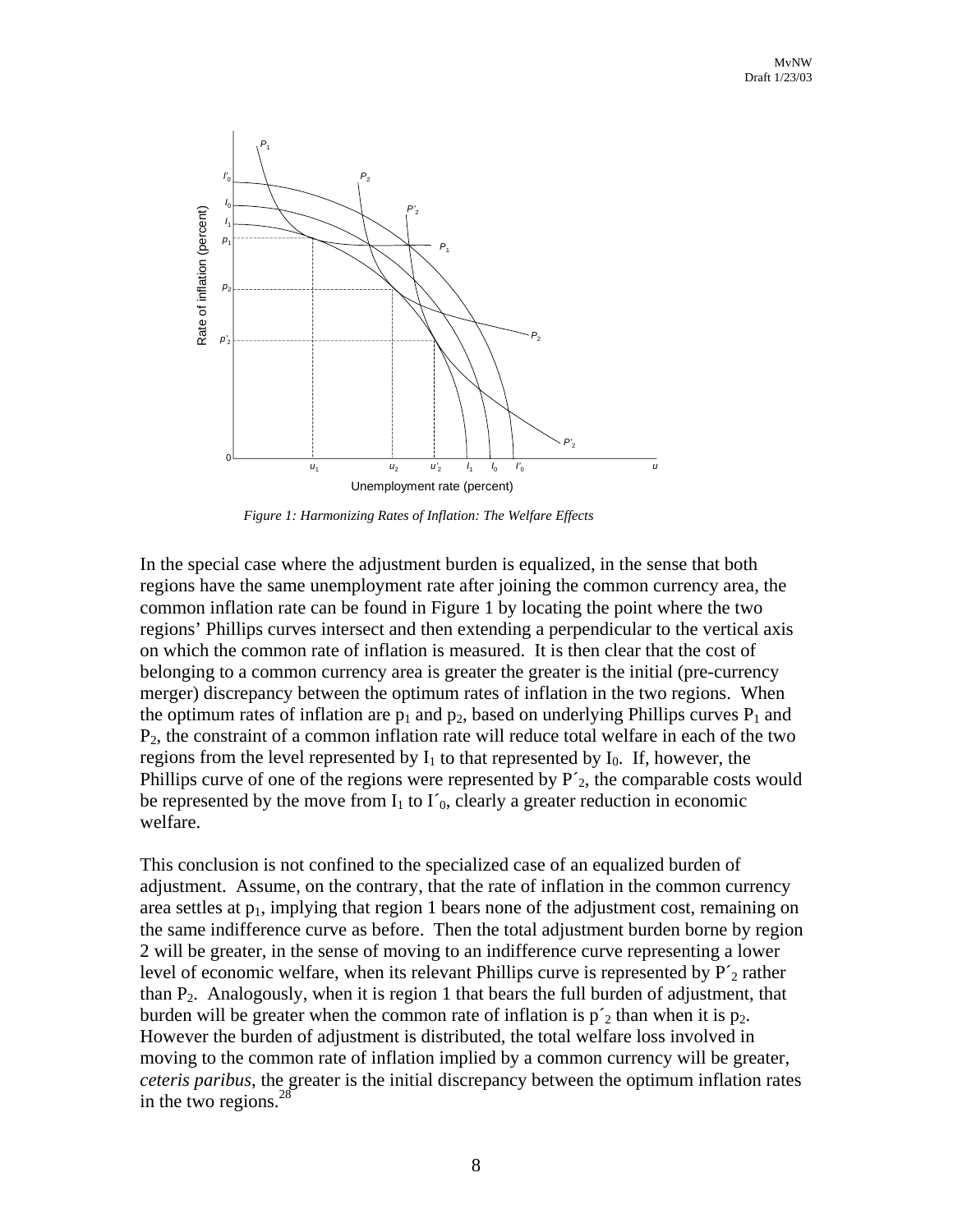*Figure 1: Harmonizing Rates of Inflation: The Welfare Effects*

In the special case where the adjustment burden is equalized, in the sense that both regions have the same unemployment rate after joining the common currency area, the common inflation rate can be found in Figure 1 by locating the point where the two regions' Phillips curves intersect and then extending a perpendicular to the vertical axis on which the common rate of inflation is measured. It is then clear that the cost of belonging to a common currency area is greater the greater is the initial (pre-currency merger) discrepancy between the optimum rates of inflation in the two regions. When the optimum rates of inflation are $p_1$ and $p_2$, based on underlying Phillips curves $P_1$ and $P_2$, the constraint of a common inflation rate will reduce total welfare in each of the two regions from the level represented by $I_1$ to that represented by $I_0$. If, however, the Phillips curve of one of the regions were represented by $P'_2$, the comparable costs would be represented by the move from $I_1$ to $I'_0$, clearly a greater reduction in economic welfare.

This conclusion is not confined to the specialized case of an equalized burden of adjustment. Assume, on the contrary, that the rate of inflation in the common currency area settles at $p_1$, implying that region 1 bears none of the adjustment cost, remaining on the same indifference curve as before. Then the total adjustment burden borne by region 2 will be greater, in the sense of moving to an indifference curve representing a lower level of economic welfare, when its relevant Phillips curve is represented by $P'_2$ rather than $P_2$. Analogously, when it is region 1 that bears the full burden of adjustment, that burden will be greater when the common rate of inflation is $p'_2$ than when it is $p_2$. However the burden of adjustment is distributed, the total welfare loss involved in moving to the common rate of inflation implied by a common currency will be greater, *ceteris paribus*, the greater is the initial discrepancy between the optimum inflation rates in the two regions.[28]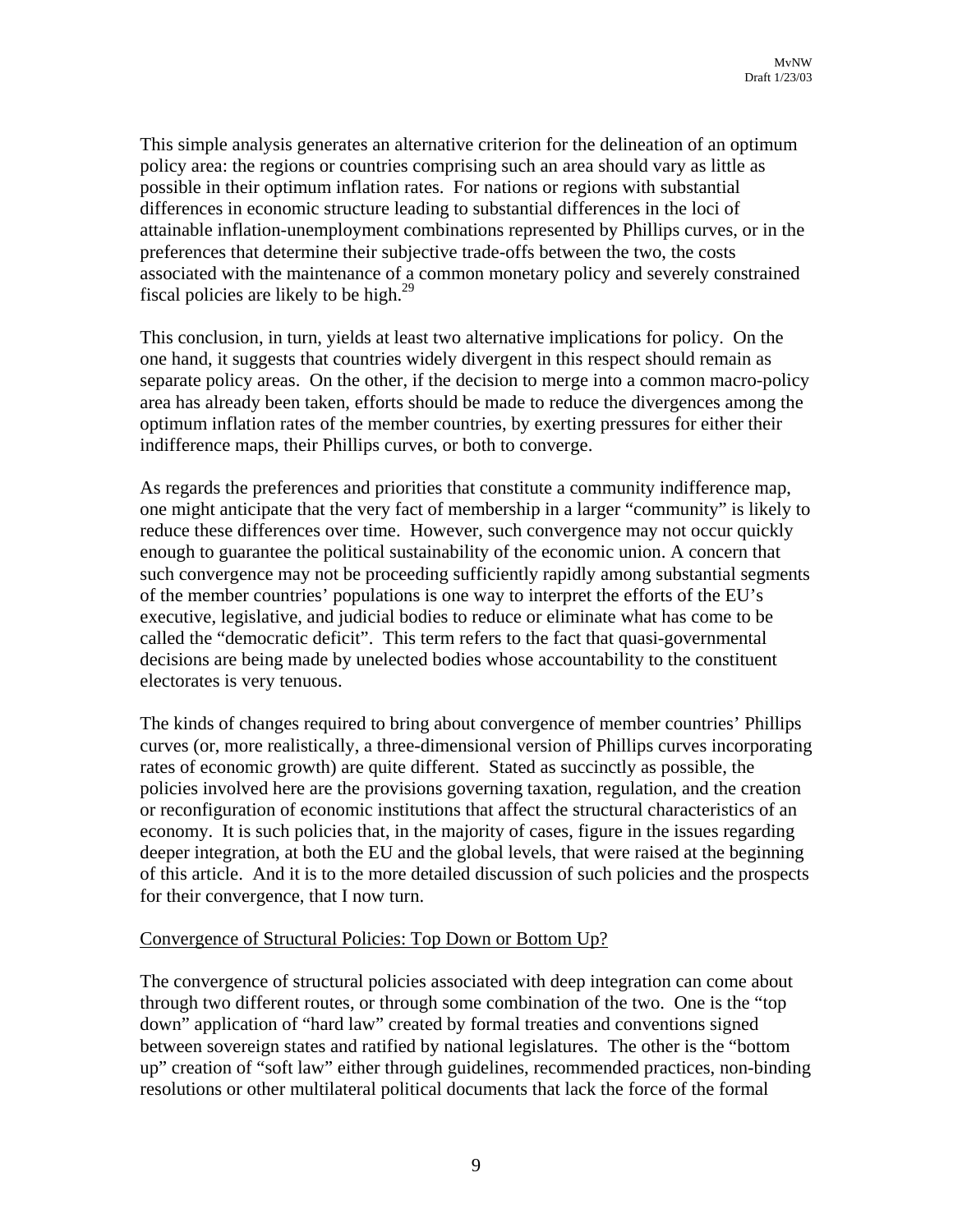This simple analysis generates an alternative criterion for the delineation of an optimum policy area: the regions or countries comprising such an area should vary as little as possible in their optimum inflation rates. For nations or regions with substantial differences in economic structure leading to substantial differences in the loci of attainable inflation-unemployment combinations represented by Phillips curves, or in the preferences that determine their subjective trade-offs between the two, the costs associated with the maintenance of a common monetary policy and severely constrained fiscal policies are likely to be high.[29]

This conclusion, in turn, yields at least two alternative implications for policy. On the one hand, it suggests that countries widely divergent in this respect should remain as separate policy areas. On the other, if the decision to merge into a common macro-policy area has already been taken, efforts should be made to reduce the divergences among the optimum inflation rates of the member countries, by exerting pressures for either their indifference maps, their Phillips curves, or both to converge.

As regards the preferences and priorities that constitute a community indifference map, one might anticipate that the very fact of membership in a larger "community" is likely to reduce these differences over time. However, such convergence may not occur quickly enough to guarantee the political sustainability of the economic union. A concern that such convergence may not be proceeding sufficiently rapidly among substantial segments of the member countries' populations is one way to interpret the efforts of the EU's executive, legislative, and judicial bodies to reduce or eliminate what has come to be called the "democratic deficit". This term refers to the fact that quasi-governmental decisions are being made by unelected bodies whose accountability to the constituent electorates is very tenuous.

The kinds of changes required to bring about convergence of member countries' Phillips curves (or, more realistically, a three-dimensional version of Phillips curves incorporating rates of economic growth) are quite different. Stated as succinctly as possible, the policies involved here are the provisions governing taxation, regulation, and the creation or reconfiguration of economic institutions that affect the structural characteristics of an economy. It is such policies that, in the majority of cases, figure in the issues regarding deeper integration, at both the EU and the global levels, that were raised at the beginning of this article. And it is to the more detailed discussion of such policies and the prospects for their convergence, that I now turn.

## Convergence of Structural Policies: Top Down or Bottom Up?

The convergence of structural policies associated with deep integration can come about through two different routes, or through some combination of the two. One is the "top down" application of "hard law" created by formal treaties and conventions signed between sovereign states and ratified by national legislatures. The other is the "bottom up" creation of "soft law" either through guidelines, recommended practices, non-binding resolutions or other multilateral political documents that lack the force of the formal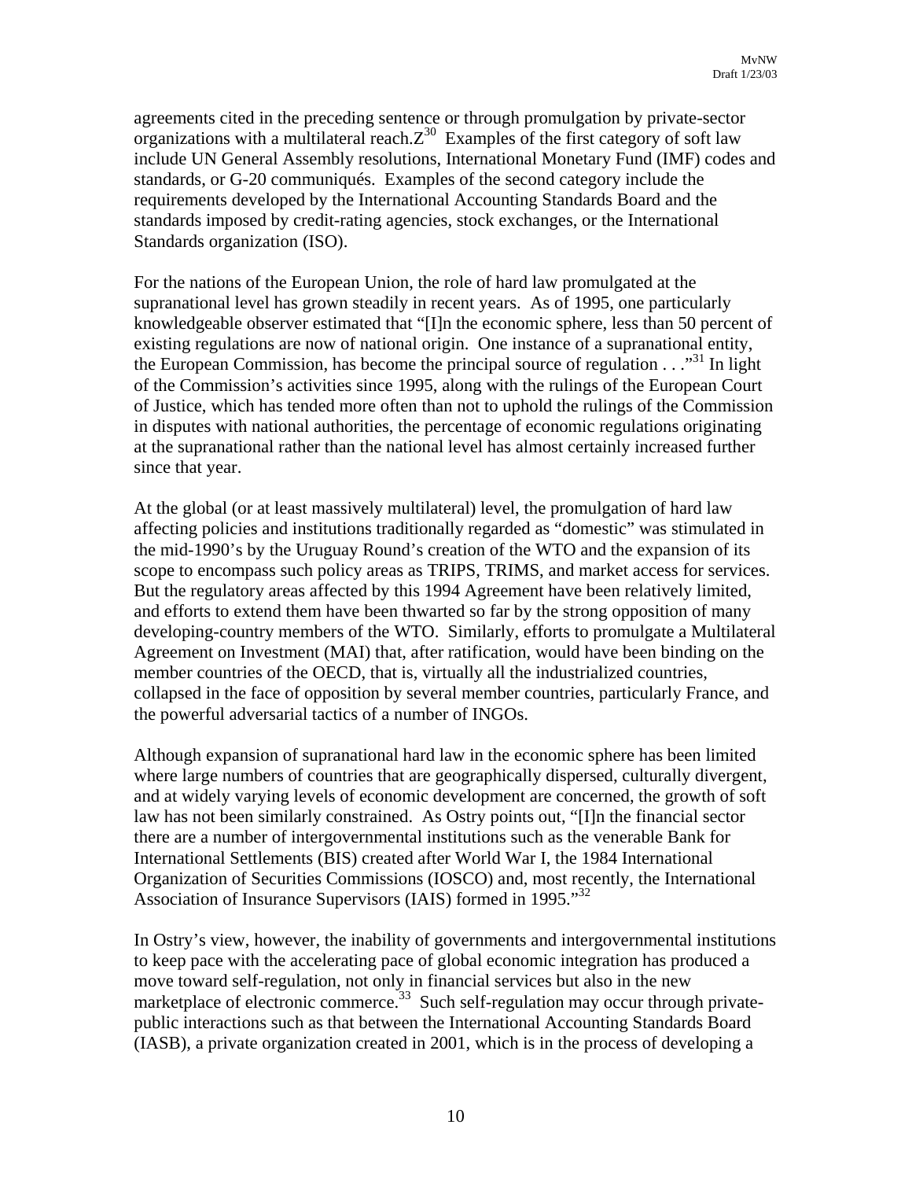agreements cited in the preceding sentence or through promulgation by private-sector organizations with a multilateral reach.Z[30] Examples of the first category of soft law include UN General Assembly resolutions, International Monetary Fund (IMF) codes and standards, or G-20 communiqués. Examples of the second category include the requirements developed by the International Accounting Standards Board and the standards imposed by credit-rating agencies, stock exchanges, or the International Standards organization (ISO).

For the nations of the European Union, the role of hard law promulgated at the supranational level has grown steadily in recent years. As of 1995, one particularly knowledgeable observer estimated that "[I]n the economic sphere, less than 50 percent of existing regulations are now of national origin. One instance of a supranational entity, the European Commission, has become the principal source of regulation . . ."[31] In light of the Commission's activities since 1995, along with the rulings of the European Court of Justice, which has tended more often than not to uphold the rulings of the Commission in disputes with national authorities, the percentage of economic regulations originating at the supranational rather than the national level has almost certainly increased further since that year.

At the global (or at least massively multilateral) level, the promulgation of hard law affecting policies and institutions traditionally regarded as "domestic" was stimulated in the mid-1990's by the Uruguay Round's creation of the WTO and the expansion of its scope to encompass such policy areas as TRIPS, TRIMS, and market access for services. But the regulatory areas affected by this 1994 Agreement have been relatively limited, and efforts to extend them have been thwarted so far by the strong opposition of many developing-country members of the WTO. Similarly, efforts to promulgate a Multilateral Agreement on Investment (MAI) that, after ratification, would have been binding on the member countries of the OECD, that is, virtually all the industrialized countries, collapsed in the face of opposition by several member countries, particularly France, and the powerful adversarial tactics of a number of INGOs.

Although expansion of supranational hard law in the economic sphere has been limited where large numbers of countries that are geographically dispersed, culturally divergent, and at widely varying levels of economic development are concerned, the growth of soft law has not been similarly constrained. As Ostry points out, "[I]n the financial sector there are a number of intergovernmental institutions such as the venerable Bank for International Settlements (BIS) created after World War I, the 1984 International Organization of Securities Commissions (IOSCO) and, most recently, the International Association of Insurance Supervisors (IAIS) formed in 1995."[32]

In Ostry's view, however, the inability of governments and intergovernmental institutions to keep pace with the accelerating pace of global economic integration has produced a move toward self-regulation, not only in financial services but also in the new marketplace of electronic commerce.[33] Such self-regulation may occur through private-public interactions such as that between the International Accounting Standards Board (IASB), a private organization created in 2001, which is in the process of developing a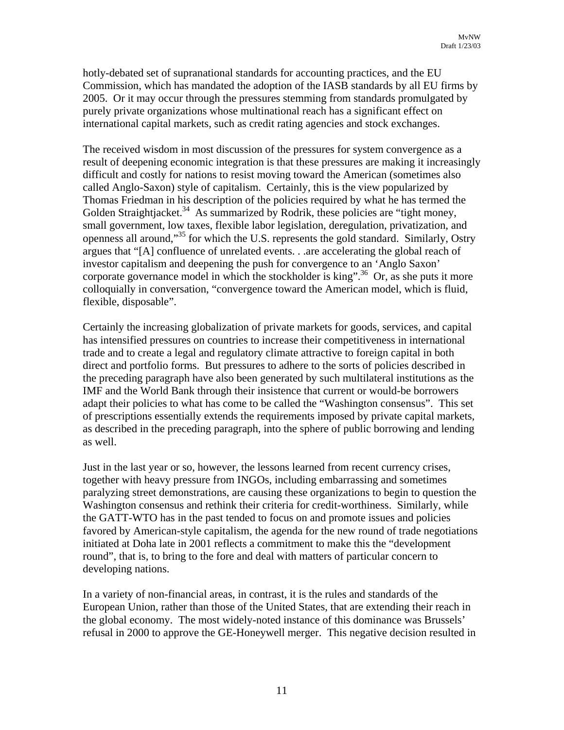hotly-debated set of supranational standards for accounting practices, and the EU Commission, which has mandated the adoption of the IASB standards by all EU firms by 2005. Or it may occur through the pressures stemming from standards promulgated by purely private organizations whose multinational reach has a significant effect on international capital markets, such as credit rating agencies and stock exchanges.

The received wisdom in most discussion of the pressures for system convergence as a result of deepening economic integration is that these pressures are making it increasingly difficult and costly for nations to resist moving toward the American (sometimes also called Anglo-Saxon) style of capitalism. Certainly, this is the view popularized by Thomas Friedman in his description of the policies required by what he has termed the Golden Straightjacket.[34] As summarized by Rodrik, these policies are "tight money, small government, low taxes, flexible labor legislation, deregulation, privatization, and openness all around,"[35] for which the U.S. represents the gold standard. Similarly, Ostry argues that "[A] confluence of unrelated events. . .are accelerating the global reach of investor capitalism and deepening the push for convergence to an 'Anglo Saxon' corporate governance model in which the stockholder is king".[36] Or, as she puts it more colloquially in conversation, "convergence toward the American model, which is fluid, flexible, disposable".

Certainly the increasing globalization of private markets for goods, services, and capital has intensified pressures on countries to increase their competitiveness in international trade and to create a legal and regulatory climate attractive to foreign capital in both direct and portfolio forms. But pressures to adhere to the sorts of policies described in the preceding paragraph have also been generated by such multilateral institutions as the IMF and the World Bank through their insistence that current or would-be borrowers adapt their policies to what has come to be called the "Washington consensus". This set of prescriptions essentially extends the requirements imposed by private capital markets, as described in the preceding paragraph, into the sphere of public borrowing and lending as well.

Just in the last year or so, however, the lessons learned from recent currency crises, together with heavy pressure from INGOs, including embarrassing and sometimes paralyzing street demonstrations, are causing these organizations to begin to question the Washington consensus and rethink their criteria for credit-worthiness. Similarly, while the GATT-WTO has in the past tended to focus on and promote issues and policies favored by American-style capitalism, the agenda for the new round of trade negotiations initiated at Doha late in 2001 reflects a commitment to make this the "development round", that is, to bring to the fore and deal with matters of particular concern to developing nations.

In a variety of non-financial areas, in contrast, it is the rules and standards of the European Union, rather than those of the United States, that are extending their reach in the global economy. The most widely-noted instance of this dominance was Brussels' refusal in 2000 to approve the GE-Honeywell merger. This negative decision resulted in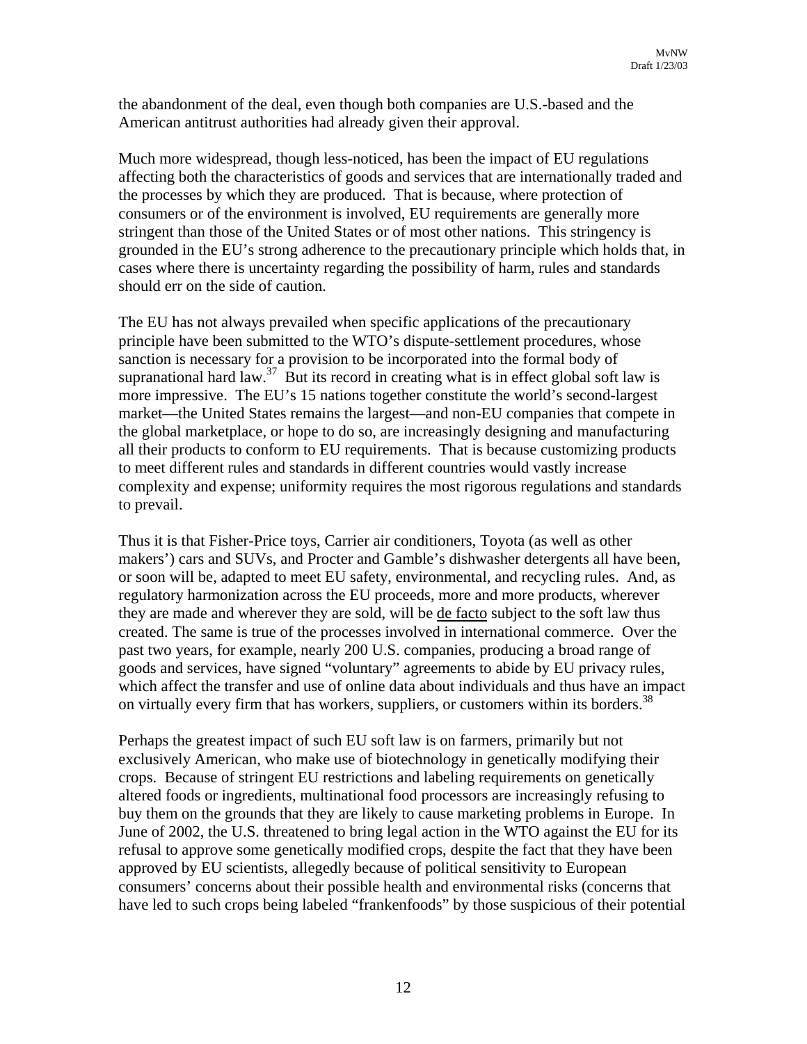the abandonment of the deal, even though both companies are U.S.-based and the American antitrust authorities had already given their approval.

Much more widespread, though less-noticed, has been the impact of EU regulations affecting both the characteristics of goods and services that are internationally traded and the processes by which they are produced. That is because, where protection of consumers or of the environment is involved, EU requirements are generally more stringent than those of the United States or of most other nations. This stringency is grounded in the EU's strong adherence to the precautionary principle which holds that, in cases where there is uncertainty regarding the possibility of harm, rules and standards should err on the side of caution.

The EU has not always prevailed when specific applications of the precautionary principle have been submitted to the WTO's dispute-settlement procedures, whose sanction is necessary for a provision to be incorporated into the formal body of supranational hard law.[37] But its record in creating what is in effect global soft law is more impressive. The EU's 15 nations together constitute the world's second-largest market—the United States remains the largest—and non-EU companies that compete in the global marketplace, or hope to do so, are increasingly designing and manufacturing all their products to conform to EU requirements. That is because customizing products to meet different rules and standards in different countries would vastly increase complexity and expense; uniformity requires the most rigorous regulations and standards to prevail.

Thus it is that Fisher-Price toys, Carrier air conditioners, Toyota (as well as other makers') cars and SUVs, and Procter and Gamble's dishwasher detergents all have been, or soon will be, adapted to meet EU safety, environmental, and recycling rules. And, as regulatory harmonization across the EU proceeds, more and more products, wherever they are made and wherever they are sold, will be de facto subject to the soft law thus created. The same is true of the processes involved in international commerce. Over the past two years, for example, nearly 200 U.S. companies, producing a broad range of goods and services, have signed "voluntary" agreements to abide by EU privacy rules, which affect the transfer and use of online data about individuals and thus have an impact on virtually every firm that has workers, suppliers, or customers within its borders.[38]

Perhaps the greatest impact of such EU soft law is on farmers, primarily but not exclusively American, who make use of biotechnology in genetically modifying their crops. Because of stringent EU restrictions and labeling requirements on genetically altered foods or ingredients, multinational food processors are increasingly refusing to buy them on the grounds that they are likely to cause marketing problems in Europe. In June of 2002, the U.S. threatened to bring legal action in the WTO against the EU for its refusal to approve some genetically modified crops, despite the fact that they have been approved by EU scientists, allegedly because of political sensitivity to European consumers' concerns about their possible health and environmental risks (concerns that have led to such crops being labeled "frankenfoods" by those suspicious of their potential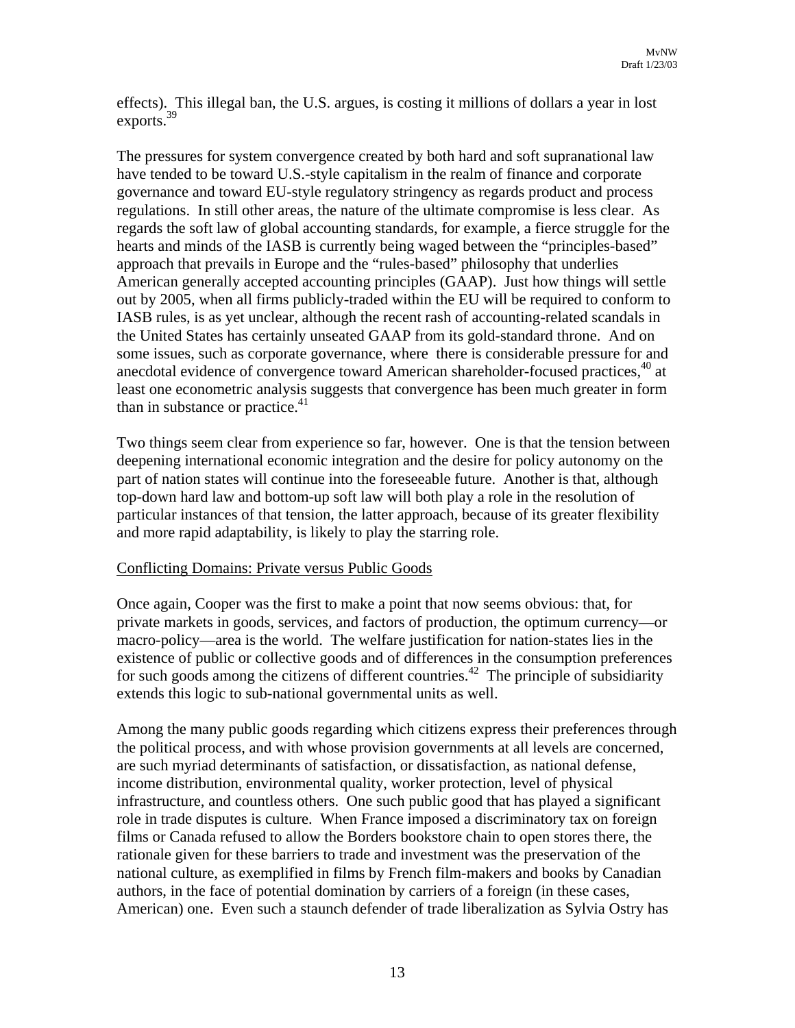effects). This illegal ban, the U.S. argues, is costing it millions of dollars a year in lost exports.[39]

The pressures for system convergence created by both hard and soft supranational law have tended to be toward U.S.-style capitalism in the realm of finance and corporate governance and toward EU-style regulatory stringency as regards product and process regulations. In still other areas, the nature of the ultimate compromise is less clear. As regards the soft law of global accounting standards, for example, a fierce struggle for the hearts and minds of the IASB is currently being waged between the "principles-based" approach that prevails in Europe and the "rules-based" philosophy that underlies American generally accepted accounting principles (GAAP). Just how things will settle out by 2005, when all firms publicly-traded within the EU will be required to conform to IASB rules, is as yet unclear, although the recent rash of accounting-related scandals in the United States has certainly unseated GAAP from its gold-standard throne. And on some issues, such as corporate governance, where there is considerable pressure for and anecdotal evidence of convergence toward American shareholder-focused practices,[40] at least one econometric analysis suggests that convergence has been much greater in form than in substance or practice.[41]

Two things seem clear from experience so far, however. One is that the tension between deepening international economic integration and the desire for policy autonomy on the part of nation states will continue into the foreseeable future. Another is that, although top-down hard law and bottom-up soft law will both play a role in the resolution of particular instances of that tension, the latter approach, because of its greater flexibility and more rapid adaptability, is likely to play the starring role.

## Conflicting Domains: Private versus Public Goods

Once again, Cooper was the first to make a point that now seems obvious: that, for private markets in goods, services, and factors of production, the optimum currency—or macro-policy—area is the world. The welfare justification for nation-states lies in the existence of public or collective goods and of differences in the consumption preferences for such goods among the citizens of different countries.[42] The principle of subsidiarity extends this logic to sub-national governmental units as well.

Among the many public goods regarding which citizens express their preferences through the political process, and with whose provision governments at all levels are concerned, are such myriad determinants of satisfaction, or dissatisfaction, as national defense, income distribution, environmental quality, worker protection, level of physical infrastructure, and countless others. One such public good that has played a significant role in trade disputes is culture. When France imposed a discriminatory tax on foreign films or Canada refused to allow the Borders bookstore chain to open stores there, the rationale given for these barriers to trade and investment was the preservation of the national culture, as exemplified in films by French film-makers and books by Canadian authors, in the face of potential domination by carriers of a foreign (in these cases, American) one. Even such a staunch defender of trade liberalization as Sylvia Ostry has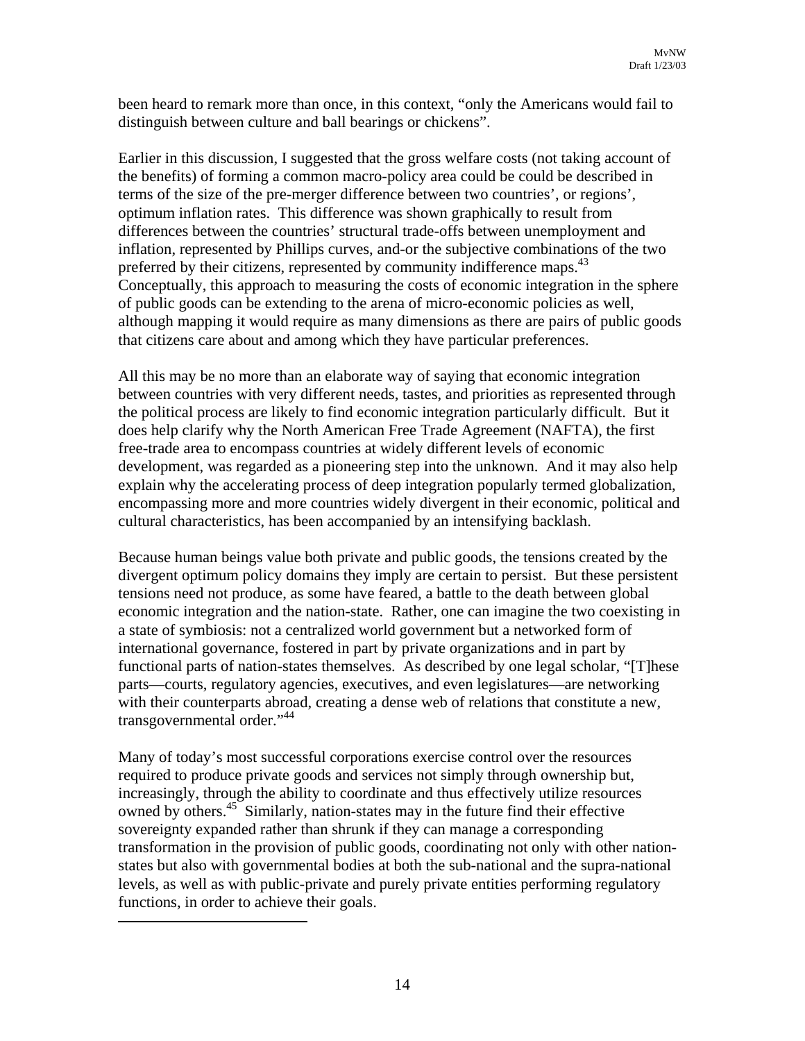been heard to remark more than once, in this context, "only the Americans would fail to distinguish between culture and ball bearings or chickens".

Earlier in this discussion, I suggested that the gross welfare costs (not taking account of the benefits) of forming a common macro-policy area could be could be described in terms of the size of the pre-merger difference between two countries', or regions', optimum inflation rates. This difference was shown graphically to result from differences between the countries' structural trade-offs between unemployment and inflation, represented by Phillips curves, and-or the subjective combinations of the two preferred by their citizens, represented by community indifference maps.[43] Conceptually, this approach to measuring the costs of economic integration in the sphere of public goods can be extending to the arena of micro-economic policies as well, although mapping it would require as many dimensions as there are pairs of public goods that citizens care about and among which they have particular preferences.

All this may be no more than an elaborate way of saying that economic integration between countries with very different needs, tastes, and priorities as represented through the political process are likely to find economic integration particularly difficult. But it does help clarify why the North American Free Trade Agreement (NAFTA), the first free-trade area to encompass countries at widely different levels of economic development, was regarded as a pioneering step into the unknown. And it may also help explain why the accelerating process of deep integration popularly termed globalization, encompassing more and more countries widely divergent in their economic, political and cultural characteristics, has been accompanied by an intensifying backlash.

Because human beings value both private and public goods, the tensions created by the divergent optimum policy domains they imply are certain to persist. But these persistent tensions need not produce, as some have feared, a battle to the death between global economic integration and the nation-state. Rather, one can imagine the two coexisting in a state of symbiosis: not a centralized world government but a networked form of international governance, fostered in part by private organizations and in part by functional parts of nation-states themselves. As described by one legal scholar, "[T]hese parts—courts, regulatory agencies, executives, and even legislatures—are networking with their counterparts abroad, creating a dense web of relations that constitute a new, transgovernmental order."[44]

Many of today's most successful corporations exercise control over the resources required to produce private goods and services not simply through ownership but, increasingly, through the ability to coordinate and thus effectively utilize resources owned by others.[45] Similarly, nation-states may in the future find their effective sovereignty expanded rather than shrunk if they can manage a corresponding transformation in the provision of public goods, coordinating not only with other nation-states but also with governmental bodies at both the sub-national and the supra-national levels, as well as with public-private and purely private entities performing regulatory functions, in order to achieve their goals.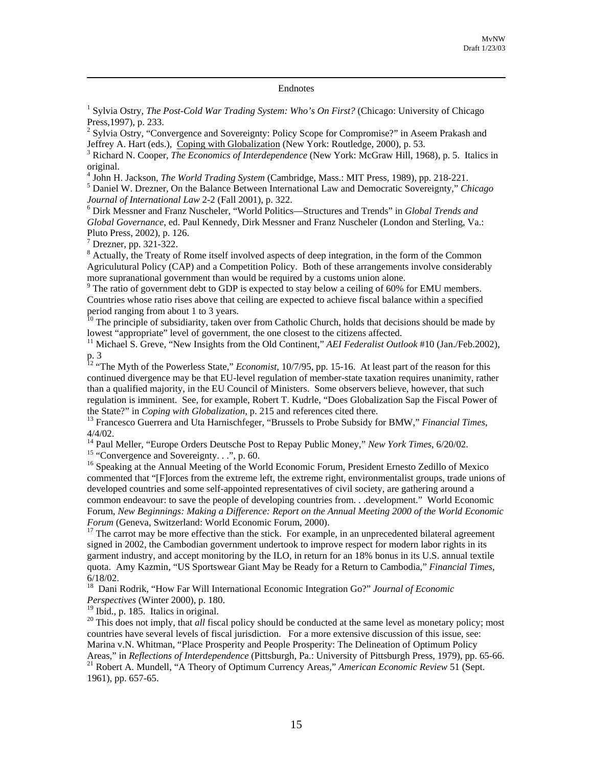Endnotes

[1] Sylvia Ostry, *The Post-Cold War Trading System: Who's On First?* (Chicago: University of Chicago Press,1997), p. 233.

[2] Sylvia Ostry, "Convergence and Sovereignty: Policy Scope for Compromise?" in Aseem Prakash and Jeffrey A. Hart (eds.), Coping with Globalization (New York: Routledge, 2000), p. 53.

[3] Richard N. Cooper, *The Economics of Interdependence* (New York: McGraw Hill, 1968), p. 5. Italics in original.

[4] John H. Jackson, *The World Trading System* (Cambridge, Mass.: MIT Press, 1989), pp. 218-221.

[5] Daniel W. Drezner, On the Balance Between International Law and Democratic Sovereignty," *Chicago Journal of International Law* 2-2 (Fall 2001), p. 322.

[6] Dirk Messner and Franz Nuscheler, "World Politics—Structures and Trends" in *Global Trends and Global Governance*, ed. Paul Kennedy, Dirk Messner and Franz Nuscheler (London and Sterling, Va.: Pluto Press, 2002), p. 126.

[7] Drezner, pp. 321-322.

[8] Actually, the Treaty of Rome itself involved aspects of deep integration, in the form of the Common Agriculutural Policy (CAP) and a Competition Policy. Both of these arrangements involve considerably more supranational government than would be required by a customs union alone.

[9] The ratio of government debt to GDP is expected to stay below a ceiling of 60% for EMU members. Countries whose ratio rises above that ceiling are expected to achieve fiscal balance within a specified period ranging from about 1 to 3 years.

[10] The principle of subsidiarity, taken over from Catholic Church, holds that decisions should be made by lowest "appropriate" level of government, the one closest to the citizens affected.

[11] Michael S. Greve, "New Insights from the Old Continent," *AEI Federalist Outlook* #10 (Jan./Feb.2002), p. 3

[12] "The Myth of the Powerless State," *Economist*, 10/7/95, pp. 15-16. At least part of the reason for this continued divergence may be that EU-level regulation of member-state taxation requires unanimity, rather than a qualified majority, in the EU Council of Ministers. Some observers believe, however, that such regulation is imminent. See, for example, Robert T. Kudrle, "Does Globalization Sap the Fiscal Power of the State?" in *Coping with Globalization*, p. 215 and references cited there.

[13] Francesco Guerrera and Uta Harnischfeger, "Brussels to Probe Subsidy for BMW," *Financial Times*, 4/4/02.

[14] Paul Meller, "Europe Orders Deutsche Post to Repay Public Money," *New York Times*, 6/20/02.

[15] "Convergence and Sovereignty. . .", p. 60.

[16] Speaking at the Annual Meeting of the World Economic Forum, President Ernesto Zedillo of Mexico commented that "[F]orces from the extreme left, the extreme right, environmentalist groups, trade unions of developed countries and some self-appointed representatives of civil society, are gathering around a common endeavour: to save the people of developing countries from. . .development." World Economic Forum, *New Beginnings: Making a Difference: Report on the Annual Meeting 2000 of the World Economic Forum* (Geneva, Switzerland: World Economic Forum, 2000).

[17] The carrot may be more effective than the stick. For example, in an unprecedented bilateral agreement signed in 2002, the Cambodian government undertook to improve respect for modern labor rights in its garment industry, and accept monitoring by the ILO, in return for an 18% bonus in its U.S. annual textile quota. Amy Kazmin, "US Sportswear Giant May be Ready for a Return to Cambodia," *Financial Times*, 6/18/02.

[18] Dani Rodrik, "How Far Will International Economic Integration Go?" *Journal of Economic Perspectives* (Winter 2000), p. 180.

[19] Ibid., p. 185. Italics in original.

[20] This does not imply, that *all* fiscal policy should be conducted at the same level as monetary policy; most countries have several levels of fiscal jurisdiction. For a more extensive discussion of this issue, see: Marina v.N. Whitman, "Place Prosperity and People Prosperity: The Delineation of Optimum Policy Areas," in *Reflections of Interdependence* (Pittsburgh, Pa.: University of Pittsburgh Press, 1979), pp. 65-66.

[21] Robert A. Mundell, "A Theory of Optimum Currency Areas," *American Economic Review* 51 (Sept. 1961), pp. 657-65.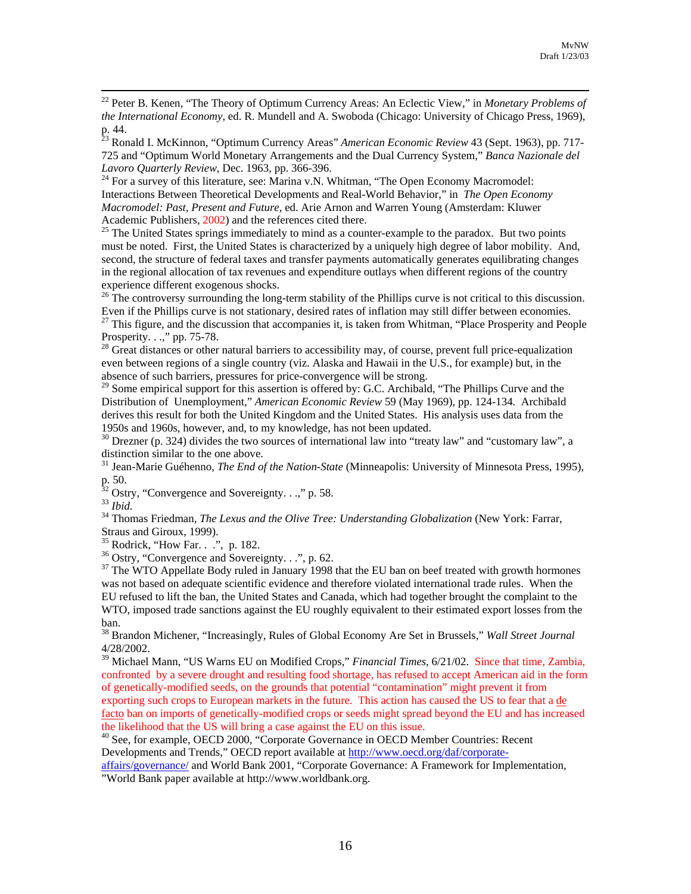[22] Peter B. Kenen, "The Theory of Optimum Currency Areas: An Eclectic View," in *Monetary Problems of the International Economy*, ed. R. Mundell and A. Swoboda (Chicago: University of Chicago Press, 1969), p. 44.

[23] Ronald I. McKinnon, "Optimum Currency Areas" *American Economic Review* 43 (Sept. 1963), pp. 717-725 and "Optimum World Monetary Arrangements and the Dual Currency System," *Banca Nazionale del Lavoro Quarterly Review*, Dec. 1963, pp. 366-396.

[24] For a survey of this literature, see: Marina v.N. Whitman, "The Open Economy Macromodel: Interactions Between Theoretical Developments and Real-World Behavior," in *The Open Economy Macromodel: Past, Present and Future,* ed. Arie Arnon and Warren Young (Amsterdam: Kluwer Academic Publishers, 2002) and the references cited there.

[25] The United States springs immediately to mind as a counter-example to the paradox. But two points must be noted. First, the United States is characterized by a uniquely high degree of labor mobility. And, second, the structure of federal taxes and transfer payments automatically generates equilibrating changes in the regional allocation of tax revenues and expenditure outlays when different regions of the country experience different exogenous shocks.

[26] The controversy surrounding the long-term stability of the Phillips curve is not critical to this discussion. Even if the Phillips curve is not stationary, desired rates of inflation may still differ between economies.

[27] This figure, and the discussion that accompanies it, is taken from Whitman, "Place Prosperity and People Prosperity. . .," pp. 75-78.

[28] Great distances or other natural barriers to accessibility may, of course, prevent full price-equalization even between regions of a single country (viz. Alaska and Hawaii in the U.S., for example) but, in the absence of such barriers, pressures for price-convergence will be strong.

[29] Some empirical support for this assertion is offered by: G.C. Archibald, "The Phillips Curve and the Distribution of Unemployment," *American Economic Review* 59 (May 1969), pp. 124-134. Archibald derives this result for both the United Kingdom and the United States. His analysis uses data from the 1950s and 1960s, however, and, to my knowledge, has not been updated.

[30] Drezner (p. 324) divides the two sources of international law into "treaty law" and "customary law", a distinction similar to the one above.

[31] Jean-Marie Guéhenno, *The End of the Nation-State* (Minneapolis: University of Minnesota Press, 1995), p. 50.

[32] Ostry, "Convergence and Sovereignty. . .," p. 58.

[33] *Ibid.*

[34] Thomas Friedman, *The Lexus and the Olive Tree: Understanding Globalization* (New York: Farrar, Straus and Giroux, 1999).

[35] Rodrick, "How Far. . .", p. 182.

[36] Ostry, "Convergence and Sovereignty. . .", p. 62.

[37] The WTO Appellate Body ruled in January 1998 that the EU ban on beef treated with growth hormones was not based on adequate scientific evidence and therefore violated international trade rules. When the EU refused to lift the ban, the United States and Canada, which had together brought the complaint to the WTO, imposed trade sanctions against the EU roughly equivalent to their estimated export losses from the ban.

[38] Brandon Michener, "Increasingly, Rules of Global Economy Are Set in Brussels," *Wall Street Journal* 4/28/2002.

[39] Michael Mann, "US Warns EU on Modified Crops," *Financial Times*, 6/21/02. Since that time, Zambia, confronted by a severe drought and resulting food shortage, has refused to accept American aid in the form of genetically-modified seeds, on the grounds that potential "contamination" might prevent it from exporting such crops to European markets in the future. This action has caused the US to fear that a de facto ban on imports of genetically-modified crops or seeds might spread beyond the EU and has increased the likelihood that the US will bring a case against the EU on this issue.

[40] See, for example, OECD 2000, "Corporate Governance in OECD Member Countries: Recent Developments and Trends," OECD report available at http://www.oecd.org/daf/corporate-affairs/governance/ and World Bank 2001, "Corporate Governance: A Framework for Implementation, "World Bank paper available at http://www.worldbank.org.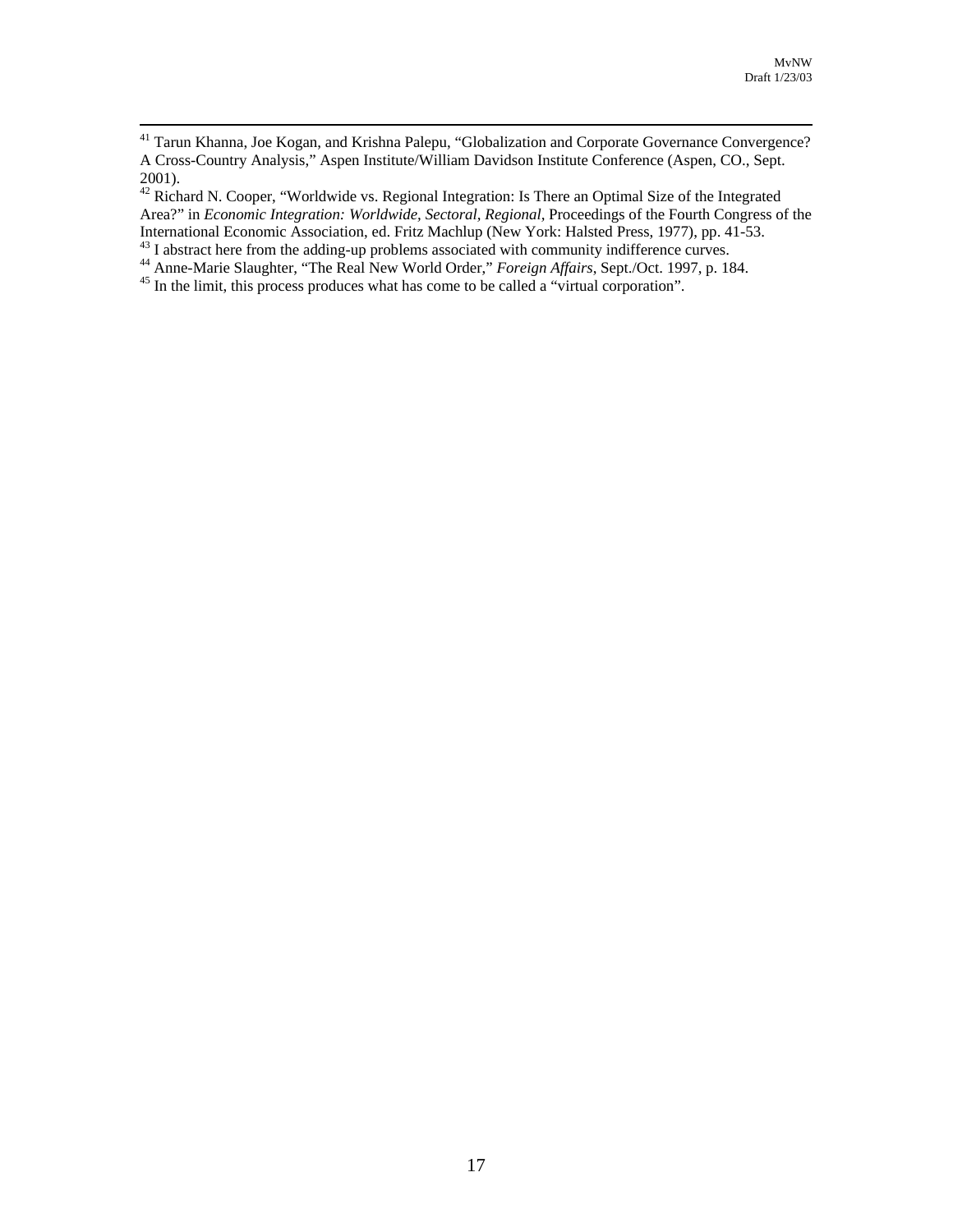[41] Tarun Khanna, Joe Kogan, and Krishna Palepu, "Globalization and Corporate Governance Convergence? A Cross-Country Analysis," Aspen Institute/William Davidson Institute Conference (Aspen, CO., Sept. 2001).

[42] Richard N. Cooper, "Worldwide vs. Regional Integration: Is There an Optimal Size of the Integrated Area?" in *Economic Integration: Worldwide, Sectoral, Regional*, Proceedings of the Fourth Congress of the International Economic Association, ed. Fritz Machlup (New York: Halsted Press, 1977), pp. 41-53.

[43] I abstract here from the adding-up problems associated with community indifference curves.

[44] Anne-Marie Slaughter, "The Real New World Order," *Foreign Affairs*, Sept./Oct. 1997, p. 184.

[45] In the limit, this process produces what has come to be called a "virtual corporation".